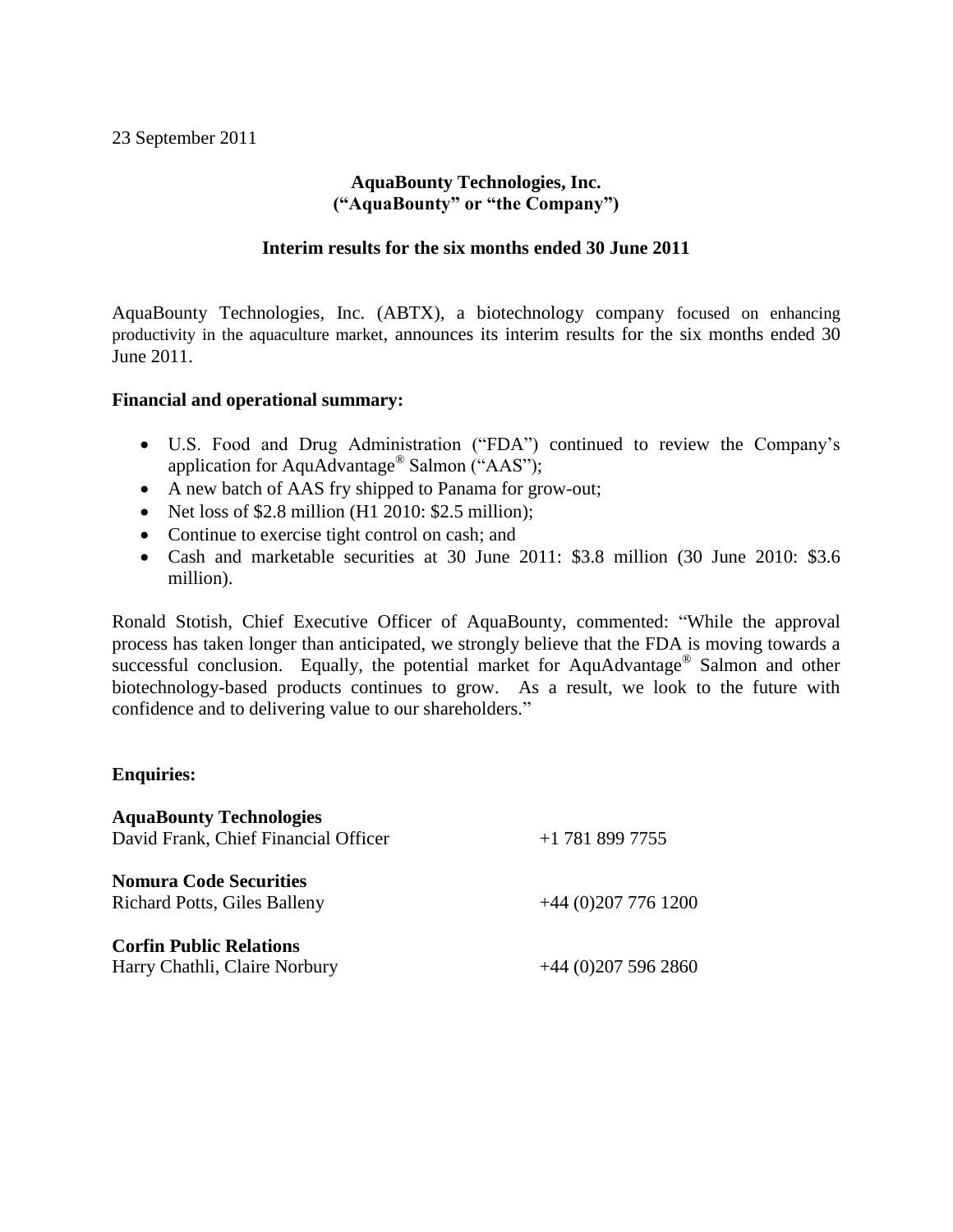23 September 2011

**AquaBounty Technologies, Inc.**
**("AquaBounty" or "the Company")**

**Interim results for the six months ended 30 June 2011**

AquaBounty Technologies, Inc. (ABTX), a biotechnology company focused on enhancing productivity in the aquaculture market, announces its interim results for the six months ended 30 June 2011.

**Financial and operational summary:**

- U.S. Food and Drug Administration ("FDA") continued to review the Company's application for AquAdvantage® Salmon ("AAS");
- A new batch of AAS fry shipped to Panama for grow-out;
- Net loss of $2.8 million (H1 2010: $2.5 million);
- Continue to exercise tight control on cash; and
- Cash and marketable securities at 30 June 2011: $3.8 million (30 June 2010: $3.6 million).

Ronald Stotish, Chief Executive Officer of AquaBounty, commented: "While the approval process has taken longer than anticipated, we strongly believe that the FDA is moving towards a successful conclusion. Equally, the potential market for AquAdvantage® Salmon and other biotechnology-based products continues to grow. As a result, we look to the future with confidence and to delivering value to our shareholders."

**Enquiries:**

**AquaBounty Technologies**
David Frank, Chief Financial Officer +1 781 899 7755

**Nomura Code Securities**
Richard Potts, Giles Balleny +44 (0)207 776 1200

**Corfin Public Relations**
Harry Chathli, Claire Norbury +44 (0)207 596 2860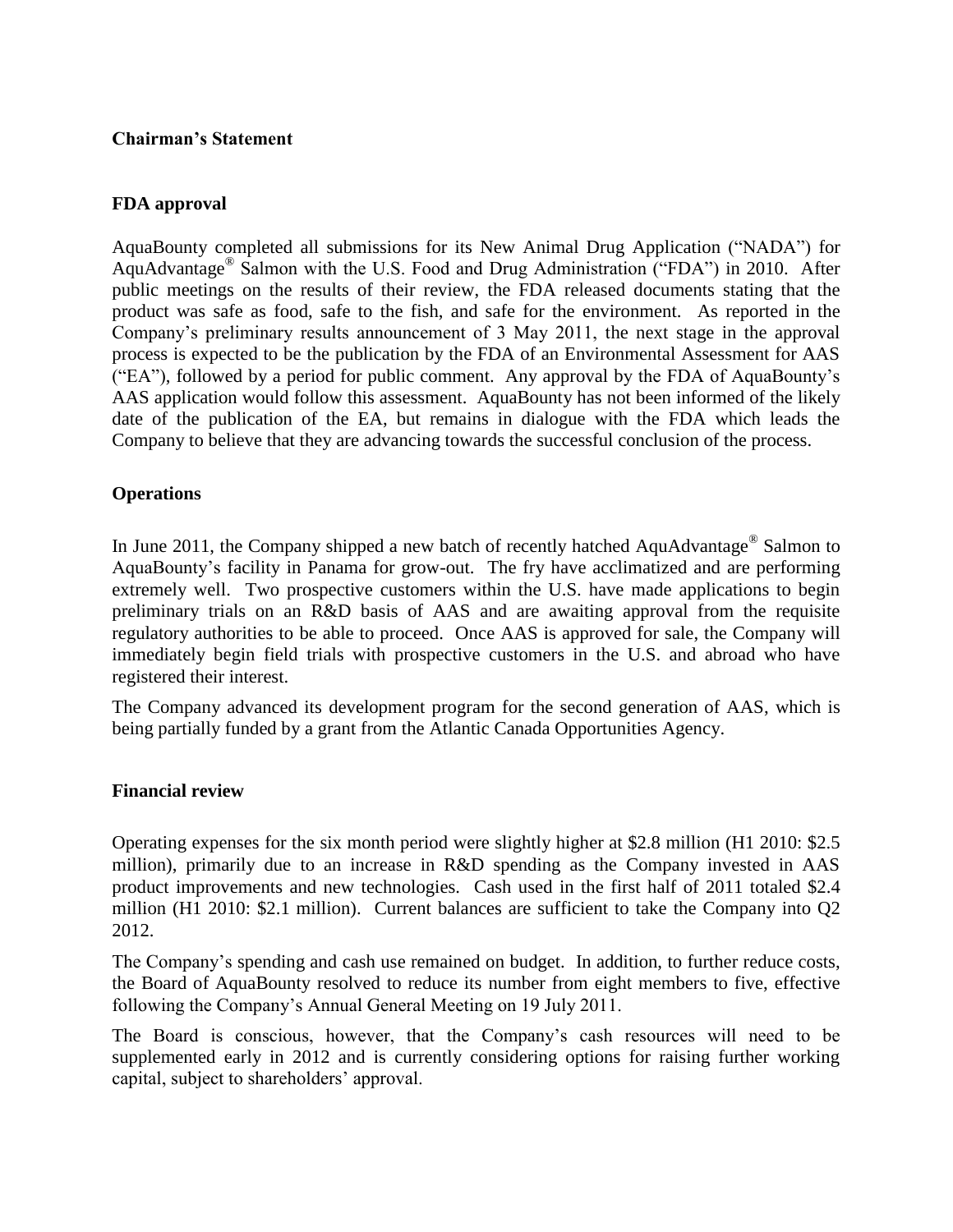## Chairman's Statement

### FDA approval

AquaBounty completed all submissions for its New Animal Drug Application ("NADA") for AquAdvantage® Salmon with the U.S. Food and Drug Administration ("FDA") in 2010. After public meetings on the results of their review, the FDA released documents stating that the product was safe as food, safe to the fish, and safe for the environment. As reported in the Company's preliminary results announcement of 3 May 2011, the next stage in the approval process is expected to be the publication by the FDA of an Environmental Assessment for AAS ("EA"), followed by a period for public comment. Any approval by the FDA of AquaBounty's AAS application would follow this assessment. AquaBounty has not been informed of the likely date of the publication of the EA, but remains in dialogue with the FDA which leads the Company to believe that they are advancing towards the successful conclusion of the process.

### Operations

In June 2011, the Company shipped a new batch of recently hatched AquAdvantage® Salmon to AquaBounty's facility in Panama for grow-out. The fry have acclimatized and are performing extremely well. Two prospective customers within the U.S. have made applications to begin preliminary trials on an R&D basis of AAS and are awaiting approval from the requisite regulatory authorities to be able to proceed. Once AAS is approved for sale, the Company will immediately begin field trials with prospective customers in the U.S. and abroad who have registered their interest.

The Company advanced its development program for the second generation of AAS, which is being partially funded by a grant from the Atlantic Canada Opportunities Agency.

### Financial review

Operating expenses for the six month period were slightly higher at $2.8 million (H1 2010: $2.5 million), primarily due to an increase in R&D spending as the Company invested in AAS product improvements and new technologies. Cash used in the first half of 2011 totaled $2.4 million (H1 2010: $2.1 million). Current balances are sufficient to take the Company into Q2 2012.

The Company's spending and cash use remained on budget. In addition, to further reduce costs, the Board of AquaBounty resolved to reduce its number from eight members to five, effective following the Company's Annual General Meeting on 19 July 2011.

The Board is conscious, however, that the Company's cash resources will need to be supplemented early in 2012 and is currently considering options for raising further working capital, subject to shareholders' approval.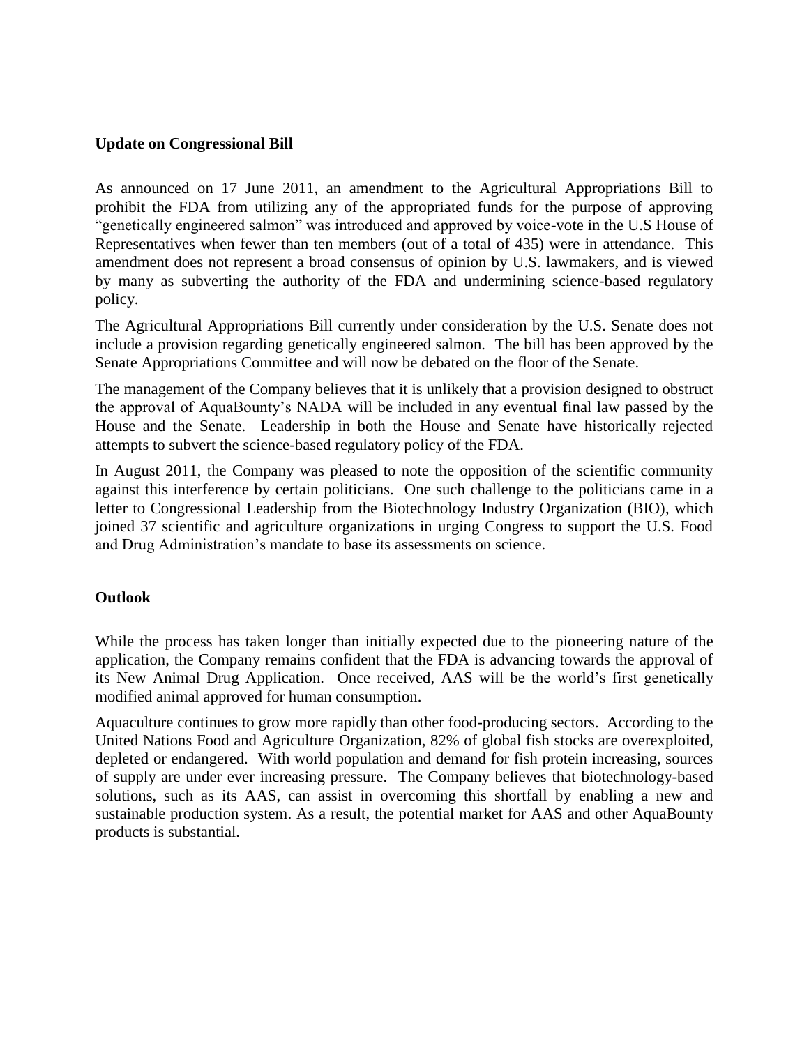**Update on Congressional Bill**

As announced on 17 June 2011, an amendment to the Agricultural Appropriations Bill to prohibit the FDA from utilizing any of the appropriated funds for the purpose of approving "genetically engineered salmon" was introduced and approved by voice-vote in the U.S House of Representatives when fewer than ten members (out of a total of 435) were in attendance. This amendment does not represent a broad consensus of opinion by U.S. lawmakers, and is viewed by many as subverting the authority of the FDA and undermining science-based regulatory policy.

The Agricultural Appropriations Bill currently under consideration by the U.S. Senate does not include a provision regarding genetically engineered salmon. The bill has been approved by the Senate Appropriations Committee and will now be debated on the floor of the Senate.

The management of the Company believes that it is unlikely that a provision designed to obstruct the approval of AquaBounty's NADA will be included in any eventual final law passed by the House and the Senate. Leadership in both the House and Senate have historically rejected attempts to subvert the science-based regulatory policy of the FDA.

In August 2011, the Company was pleased to note the opposition of the scientific community against this interference by certain politicians. One such challenge to the politicians came in a letter to Congressional Leadership from the Biotechnology Industry Organization (BIO), which joined 37 scientific and agriculture organizations in urging Congress to support the U.S. Food and Drug Administration's mandate to base its assessments on science.

**Outlook**

While the process has taken longer than initially expected due to the pioneering nature of the application, the Company remains confident that the FDA is advancing towards the approval of its New Animal Drug Application. Once received, AAS will be the world's first genetically modified animal approved for human consumption.

Aquaculture continues to grow more rapidly than other food-producing sectors. According to the United Nations Food and Agriculture Organization, 82% of global fish stocks are overexploited, depleted or endangered. With world population and demand for fish protein increasing, sources of supply are under ever increasing pressure. The Company believes that biotechnology-based solutions, such as its AAS, can assist in overcoming this shortfall by enabling a new and sustainable production system. As a result, the potential market for AAS and other AquaBounty products is substantial.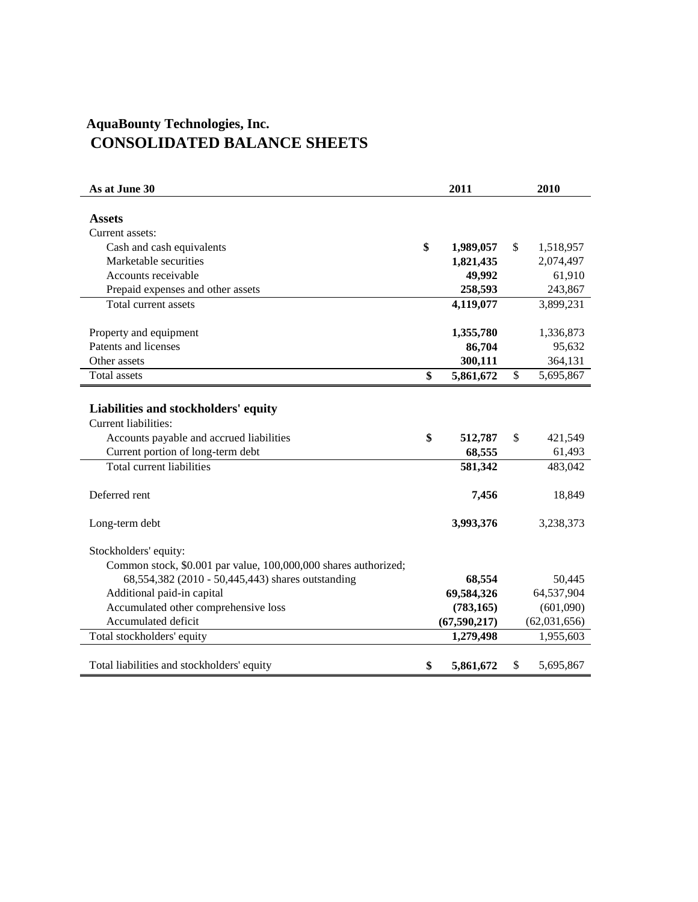# AquaBounty Technologies, Inc.

## CONSOLIDATED BALANCE SHEETS

| As at June 30 | 2011 | 2010 |
|---|---|---|
| **Assets** | | |
| Current assets: | | |
| Cash and cash equivalents | **$ 1,989,057** | $ 1,518,957 |
| Marketable securities | **1,821,435** | 2,074,497 |
| Accounts receivable | **49,992** | 61,910 |
| Prepaid expenses and other assets | **258,593** | 243,867 |
| Total current assets | **4,119,077** | 3,899,231 |
| Property and equipment | **1,355,780** | 1,336,873 |
| Patents and licenses | **86,704** | 95,632 |
| Other assets | **300,111** | 364,131 |
| Total assets | **$ 5,861,672** | $ 5,695,867 |
| **Liabilities and stockholders' equity** | | |
| Current liabilities: | | |
| Accounts payable and accrued liabilities | **$ 512,787** | $ 421,549 |
| Current portion of long-term debt | **68,555** | 61,493 |
| Total current liabilities | **581,342** | 483,042 |
| Deferred rent | **7,456** | 18,849 |
| Long-term debt | **3,993,376** | 3,238,373 |
| Stockholders' equity: | | |
| Common stock, $0.001 par value, 100,000,000 shares authorized; 68,554,382 (2010 - 50,445,443) shares outstanding | **68,554** | 50,445 |
| Additional paid-in capital | **69,584,326** | 64,537,904 |
| Accumulated other comprehensive loss | **(783,165)** | (601,090) |
| Accumulated deficit | **(67,590,217)** | (62,031,656) |
| Total stockholders' equity | **1,279,498** | 1,955,603 |
| Total liabilities and stockholders' equity | **$ 5,861,672** | $ 5,695,867 |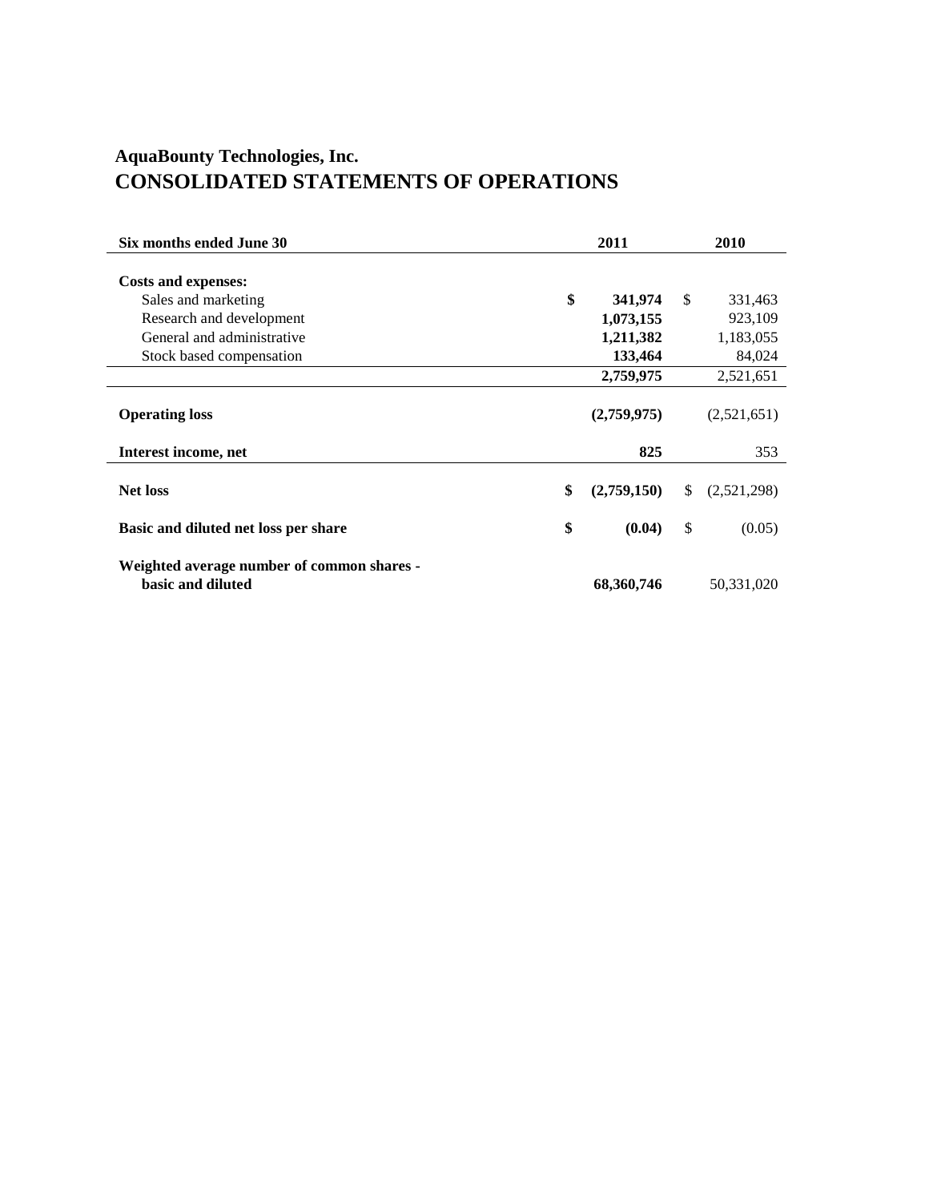# AquaBounty Technologies, Inc.
# CONSOLIDATED STATEMENTS OF OPERATIONS

| Six months ended June 30 | 2011 | 2010 |
|---|---|---|
| **Costs and expenses:** | | |
| Sales and marketing | **$ 341,974** | $ 331,463 |
| Research and development | **1,073,155** | 923,109 |
| General and administrative | **1,211,382** | 1,183,055 |
| Stock based compensation | **133,464** | 84,024 |
| | **2,759,975** | 2,521,651 |
| **Operating loss** | **(2,759,975)** | (2,521,651) |
| **Interest income, net** | **825** | 353 |
| **Net loss** | **$ (2,759,150)** | $ (2,521,298) |
| **Basic and diluted net loss per share** | **$ (0.04)** | $ (0.05) |
| **Weighted average number of common shares - basic and diluted** | **68,360,746** | 50,331,020 |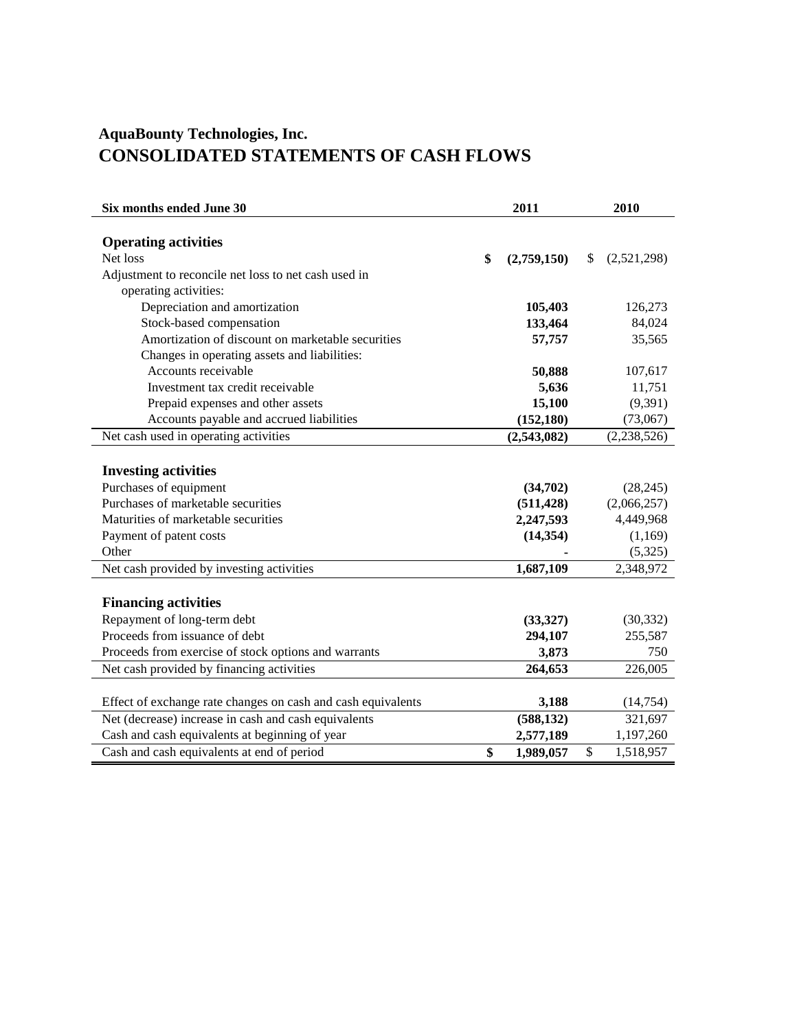# AquaBounty Technologies, Inc.

## CONSOLIDATED STATEMENTS OF CASH FLOWS

| Six months ended June 30 | 2011 | 2010 |
|---|---|---|
| **Operating activities** | | |
| Net loss | **$ (2,759,150)** | $ (2,521,298) |
| Adjustment to reconcile net loss to net cash used in operating activities: | | |
| Depreciation and amortization | **105,403** | 126,273 |
| Stock-based compensation | **133,464** | 84,024 |
| Amortization of discount on marketable securities | **57,757** | 35,565 |
| Changes in operating assets and liabilities: | | |
| Accounts receivable | **50,888** | 107,617 |
| Investment tax credit receivable | **5,636** | 11,751 |
| Prepaid expenses and other assets | **15,100** | (9,391) |
| Accounts payable and accrued liabilities | **(152,180)** | (73,067) |
| Net cash used in operating activities | **(2,543,082)** | (2,238,526) |
| **Investing activities** | | |
| Purchases of equipment | **(34,702)** | (28,245) |
| Purchases of marketable securities | **(511,428)** | (2,066,257) |
| Maturities of marketable securities | **2,247,593** | 4,449,968 |
| Payment of patent costs | **(14,354)** | (1,169) |
| Other | **-** | (5,325) |
| Net cash provided by investing activities | **1,687,109** | 2,348,972 |
| **Financing activities** | | |
| Repayment of long-term debt | **(33,327)** | (30,332) |
| Proceeds from issuance of debt | **294,107** | 255,587 |
| Proceeds from exercise of stock options and warrants | **3,873** | 750 |
| Net cash provided by financing activities | **264,653** | 226,005 |
| Effect of exchange rate changes on cash and cash equivalents | **3,188** | (14,754) |
| Net (decrease) increase in cash and cash equivalents | **(588,132)** | 321,697 |
| Cash and cash equivalents at beginning of year | **2,577,189** | 1,197,260 |
| Cash and cash equivalents at end of period | **$ 1,989,057** | $ 1,518,957 |